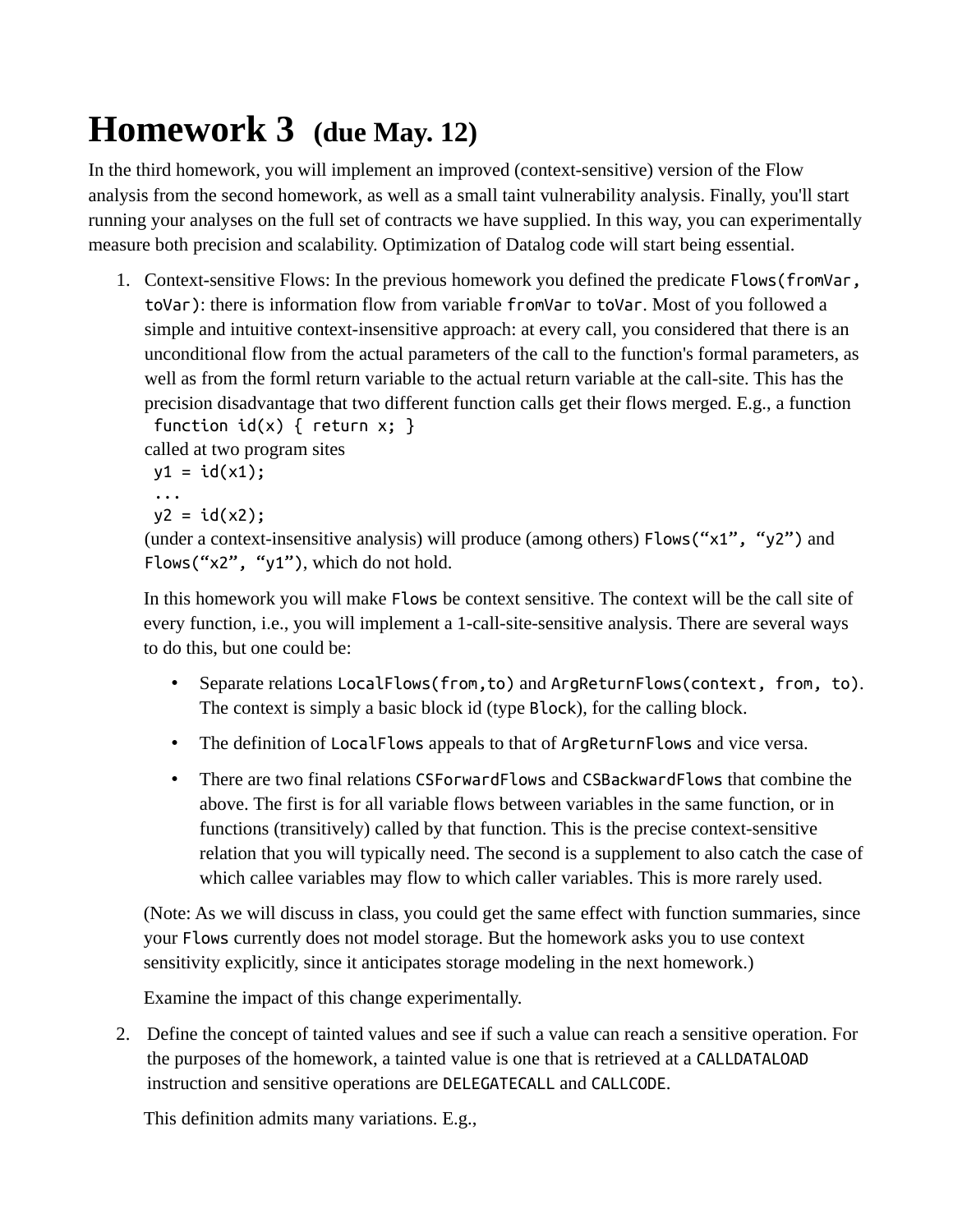# Homework 3 (due May. 12)

In the third homework, you will implement an improved (context-sensitive) version of the Flow analysis from the second homework, as well as a small taint vulnerability analysis. Finally, you'll start running your analyses on the full set of contracts we have supplied. In this way, you can experimentally measure both precision and scalability. Optimization of Datalog code will start being essential.

1. Context-sensitive Flows: In the previous homework you defined the predicate `Flows(fromVar, toVar)`: there is information flow from variable `fromVar` to `toVar`. Most of you followed a simple and intuitive context-insensitive approach: at every call, you considered that there is an unconditional flow from the actual parameters of the call to the function's formal parameters, as well as from the forml return variable to the actual return variable at the call-site. This has the precision disadvantage that two different function calls get their flows merged. E.g., a function
   ```
   function id(x) { return x; }
   ```
   called at two program sites
   ```
   y1 = id(x1);
   ...
   y2 = id(x2);
   ```
   (under a context-insensitive analysis) will produce (among others) `Flows(“x1”, “y2”)` and `Flows(“x2”, “y1”)`, which do not hold.

   In this homework you will make `Flows` be context sensitive. The context will be the call site of every function, i.e., you will implement a 1-call-site-sensitive analysis. There are several ways to do this, but one could be:

   - Separate relations `LocalFlows(from,to)` and `ArgReturnFlows(context, from, to)`. The context is simply a basic block id (type `Block`), for the calling block.
   - The definition of `LocalFlows` appeals to that of `ArgReturnFlows` and vice versa.
   - There are two final relations `CSForwardFlows` and `CSBackwardFlows` that combine the above. The first is for all variable flows between variables in the same function, or in functions (transitively) called by that function. This is the precise context-sensitive relation that you will typically need. The second is a supplement to also catch the case of which callee variables may flow to which caller variables. This is more rarely used.

   (Note: As we will discuss in class, you could get the same effect with function summaries, since your `Flows` currently does not model storage. But the homework asks you to use context sensitivity explicitly, since it anticipates storage modeling in the next homework.)

   Examine the impact of this change experimentally.

2. Define the concept of tainted values and see if such a value can reach a sensitive operation. For the purposes of the homework, a tainted value is one that is retrieved at a `CALLDATALOAD` instruction and sensitive operations are `DELEGATECALL` and `CALLCODE`.

   This definition admits many variations. E.g.,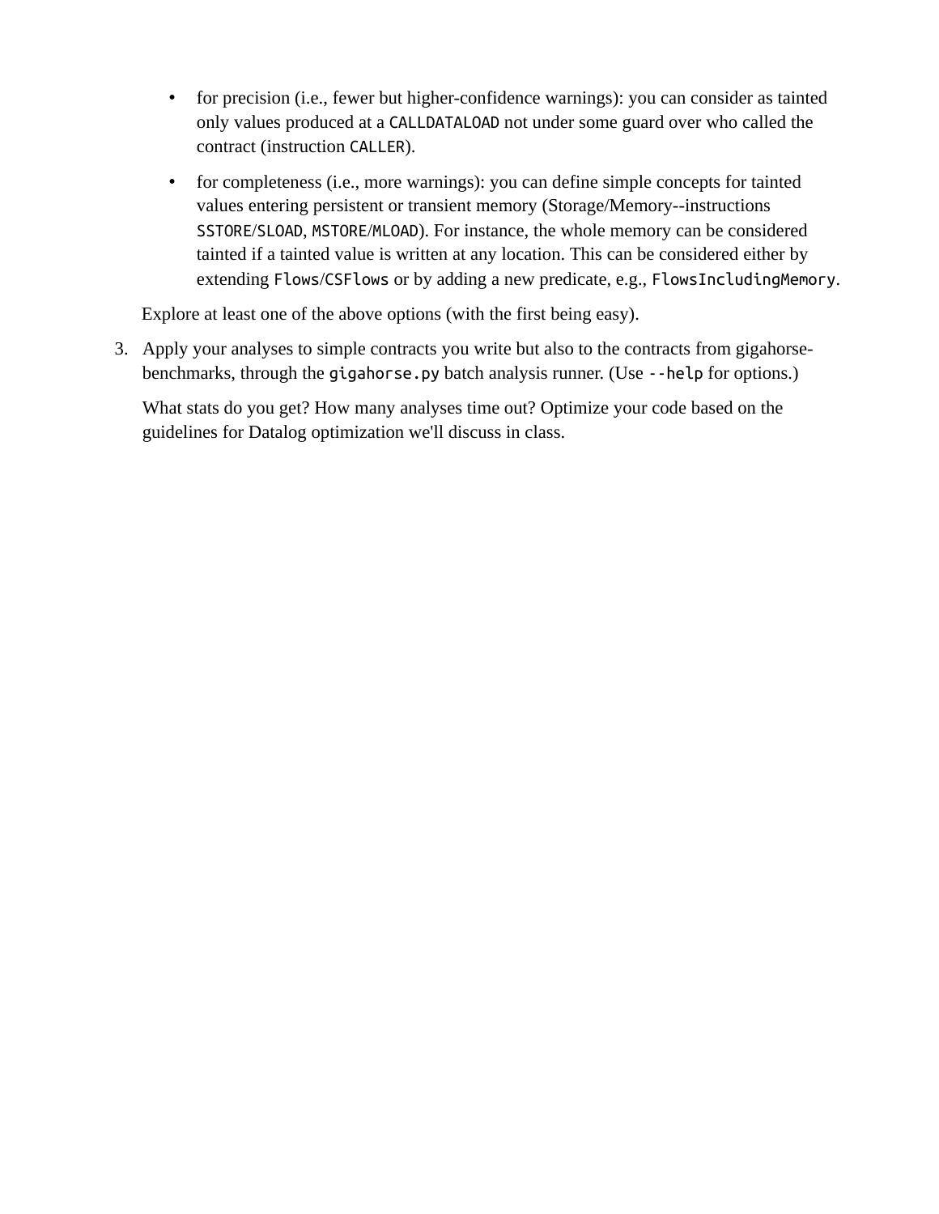- for precision (i.e., fewer but higher-confidence warnings): you can consider as tainted only values produced at a `CALLDATALOAD` not under some guard over who called the contract (instruction `CALLER`).
- for completeness (i.e., more warnings): you can define simple concepts for tainted values entering persistent or transient memory (Storage/Memory--instructions `SSTORE`/`SLOAD`, `MSTORE`/`MLOAD`). For instance, the whole memory can be considered tainted if a tainted value is written at any location. This can be considered either by extending `Flows`/`CSFlows` or by adding a new predicate, e.g., `FlowsIncludingMemory`.

   Explore at least one of the above options (with the first being easy).

3. Apply your analyses to simple contracts you write but also to the contracts from gigahorse-benchmarks, through the `gigahorse.py` batch analysis runner. (Use `--help` for options.)

   What stats do you get? How many analyses time out? Optimize your code based on the guidelines for Datalog optimization we'll discuss in class.